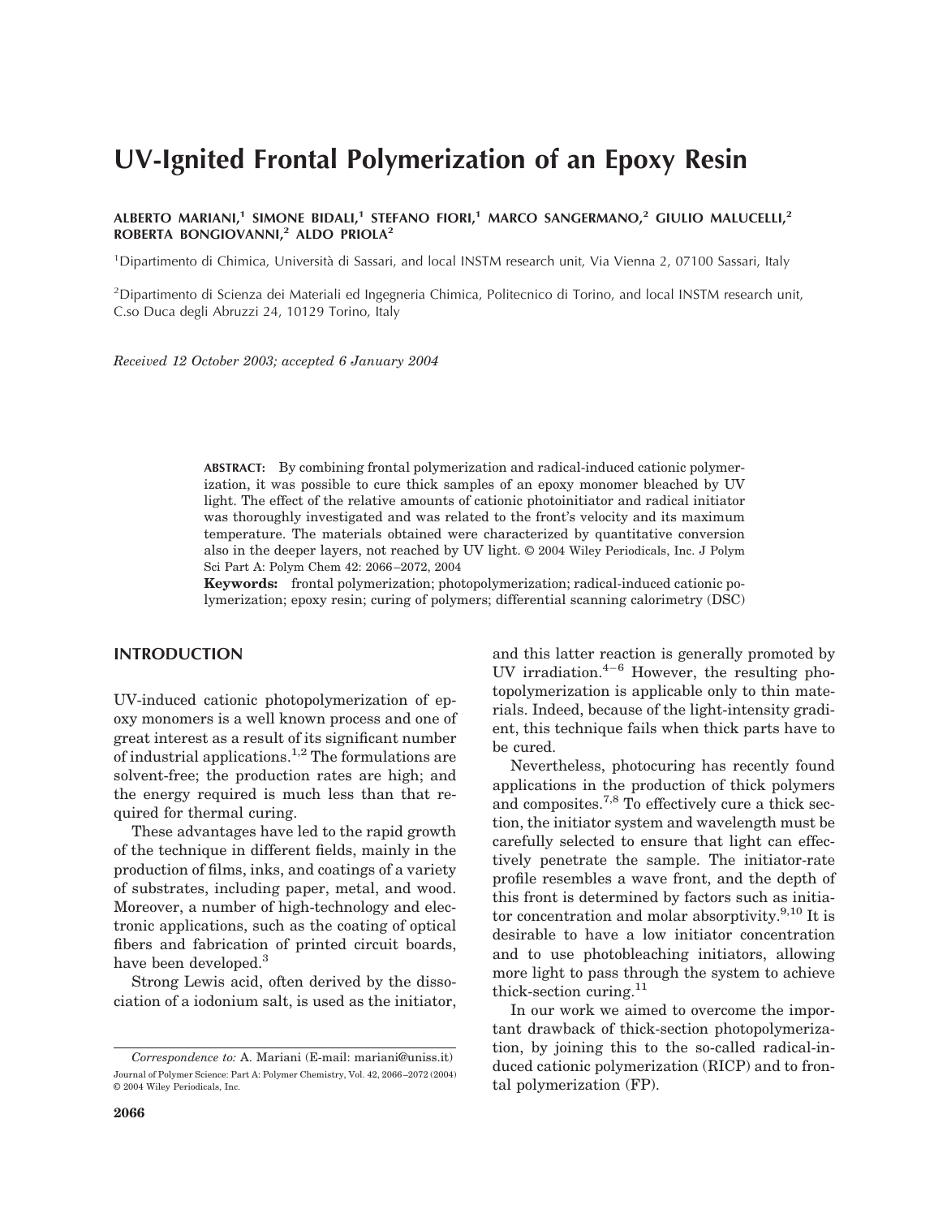# UV-Ignited Frontal Polymerization of an Epoxy Resin

ALBERTO MARIANI,[1] SIMONE BIDALI,[1] STEFANO FIORI,[1] MARCO SANGERMANO,[2] GIULIO MALUCELLI,[2] ROBERTA BONGIOVANNI,[2] ALDO PRIOLA[2]

[1]Dipartimento di Chimica, Università di Sassari, and local INSTM research unit, Via Vienna 2, 07100 Sassari, Italy

[2]Dipartimento di Scienza dei Materiali ed Ingegneria Chimica, Politecnico di Torino, and local INSTM research unit, C.so Duca degli Abruzzi 24, 10129 Torino, Italy

*Received 12 October 2003; accepted 6 January 2004*

**ABSTRACT:** By combining frontal polymerization and radical-induced cationic polymerization, it was possible to cure thick samples of an epoxy monomer bleached by UV light. The effect of the relative amounts of cationic photoinitiator and radical initiator was thoroughly investigated and was related to the front's velocity and its maximum temperature. The materials obtained were characterized by quantitative conversion also in the deeper layers, not reached by UV light. © 2004 Wiley Periodicals, Inc. J Polym Sci Part A: Polym Chem 42: 2066–2072, 2004

**Keywords:** frontal polymerization; photopolymerization; radical-induced cationic polymerization; epoxy resin; curing of polymers; differential scanning calorimetry (DSC)

## INTRODUCTION

UV-induced cationic photopolymerization of epoxy monomers is a well known process and one of great interest as a result of its significant number of industrial applications.[1,2] The formulations are solvent-free; the production rates are high; and the energy required is much less than that required for thermal curing.

These advantages have led to the rapid growth of the technique in different fields, mainly in the production of films, inks, and coatings of a variety of substrates, including paper, metal, and wood. Moreover, a number of high-technology and electronic applications, such as the coating of optical fibers and fabrication of printed circuit boards, have been developed.[3]

Strong Lewis acid, often derived by the dissociation of a iodonium salt, is used as the initiator, and this latter reaction is generally promoted by UV irradiation.[4–6] However, the resulting photopolymerization is applicable only to thin materials. Indeed, because of the light-intensity gradient, this technique fails when thick parts have to be cured.

Nevertheless, photocuring has recently found applications in the production of thick polymers and composites.[7,8] To effectively cure a thick section, the initiator system and wavelength must be carefully selected to ensure that light can effectively penetrate the sample. The initiator-rate profile resembles a wave front, and the depth of this front is determined by factors such as initiator concentration and molar absorptivity.[9,10] It is desirable to have a low initiator concentration and to use photobleaching initiators, allowing more light to pass through the system to achieve thick-section curing.[11]

In our work we aimed to overcome the important drawback of thick-section photopolymerization, by joining this to the so-called radical-induced cationic polymerization (RICP) and to frontal polymerization (FP).

*Correspondence to:* A. Mariani (E-mail: mariani@uniss.it)

Journal of Polymer Science: Part A: Polymer Chemistry, Vol. 42, 2066–2072 (2004)
© 2004 Wiley Periodicals, Inc.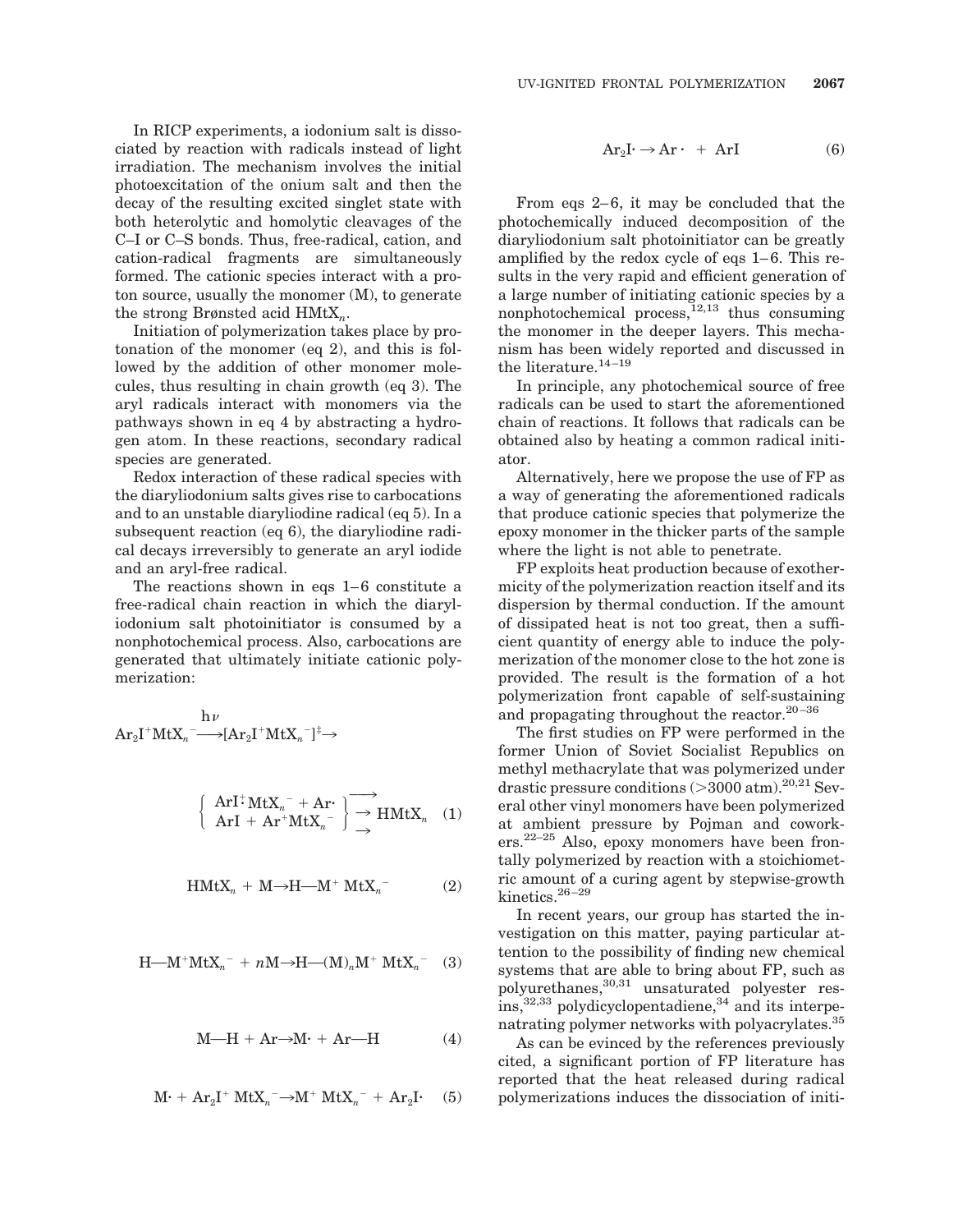In RICP experiments, a iodonium salt is dissociated by reaction with radicals instead of light irradiation. The mechanism involves the initial photoexcitation of the onium salt and then the decay of the resulting excited singlet state with both heterolytic and homolytic cleavages of the C–I or C–S bonds. Thus, free-radical, cation, and cation-radical fragments are simultaneously formed. The cationic species interact with a proton source, usually the monomer (M), to generate the strong Brønsted acid $HMtX_n$.

Initiation of polymerization takes place by protonation of the monomer (eq 2), and this is followed by the addition of other monomer molecules, thus resulting in chain growth (eq 3). The aryl radicals interact with monomers via the pathways shown in eq 4 by abstracting a hydrogen atom. In these reactions, secondary radical species are generated.

Redox interaction of these radical species with the diaryliodonium salts gives rise to carbocations and to an unstable diaryliodine radical (eq 5). In a subsequent reaction (eq 6), the diaryliodine radical decays irreversibly to generate an aryl iodide and an aryl-free radical.

The reactions shown in eqs 1–6 constitute a free-radical chain reaction in which the diaryliodonium salt photoinitiator is consumed by a nonphotochemical process. Also, carbocations are generated that ultimately initiate cationic polymerization:

$$Ar_2I^+MtX_n^- \xrightarrow{h\nu} [Ar_2I^+MtX_n^-]^\ddagger \rightarrow$$

$$\left\{ \begin{array}{l} ArI^{+\cdot}MtX_n^- + Ar\cdot \\ ArI + Ar^+MtX_n^- \end{array} \right\} \rightarrow HMtX_n \quad (1)$$

$$HMtX_n + M \rightarrow H{-}M^+\ MtX_n^- \quad (2)$$

$$H{-}M^+MtX_n^- + nM \rightarrow H{-}(M)_nM^+\ MtX_n^- \quad (3)$$

$$M{-}H + Ar \rightarrow M\cdot + Ar{-}H \quad (4)$$

$$M\cdot + Ar_2I^+\ MtX_n^- \rightarrow M^+\ MtX_n^- + Ar_2I\cdot \quad (5)$$

$$Ar_2I\cdot \rightarrow Ar\cdot\ + ArI \quad (6)$$

From eqs 2–6, it may be concluded that the photochemically induced decomposition of the diaryliodonium salt photoinitiator can be greatly amplified by the redox cycle of eqs 1–6. This results in the very rapid and efficient generation of a large number of initiating cationic species by a nonphotochemical process,[12,13] thus consuming the monomer in the deeper layers. This mechanism has been widely reported and discussed in the literature.[14–19]

In principle, any photochemical source of free radicals can be used to start the aforementioned chain of reactions. It follows that radicals can be obtained also by heating a common radical initiator.

Alternatively, here we propose the use of FP as a way of generating the aforementioned radicals that produce cationic species that polymerize the epoxy monomer in the thicker parts of the sample where the light is not able to penetrate.

FP exploits heat production because of exothermicity of the polymerization reaction itself and its dispersion by thermal conduction. If the amount of dissipated heat is not too great, then a sufficient quantity of energy able to induce the polymerization of the monomer close to the hot zone is provided. The result is the formation of a hot polymerization front capable of self-sustaining and propagating throughout the reactor.[20–36]

The first studies on FP were performed in the former Union of Soviet Socialist Republics on methyl methacrylate that was polymerized under drastic pressure conditions (>3000 atm).[20,21] Several other vinyl monomers have been polymerized at ambient pressure by Pojman and coworkers.[22–25] Also, epoxy monomers have been frontally polymerized by reaction with a stoichiometric amount of a curing agent by stepwise-growth kinetics.[26–29]

In recent years, our group has started the investigation on this matter, paying particular attention to the possibility of finding new chemical systems that are able to bring about FP, such as polyurethanes,[30,31] unsaturated polyester resins,[32,33] polydicyclopentadiene,[34] and its interpenatrating polymer networks with polyacrylates.[35]

As can be evinced by the references previously cited, a significant portion of FP literature has reported that the heat released during radical polymerizations induces the dissociation of initi-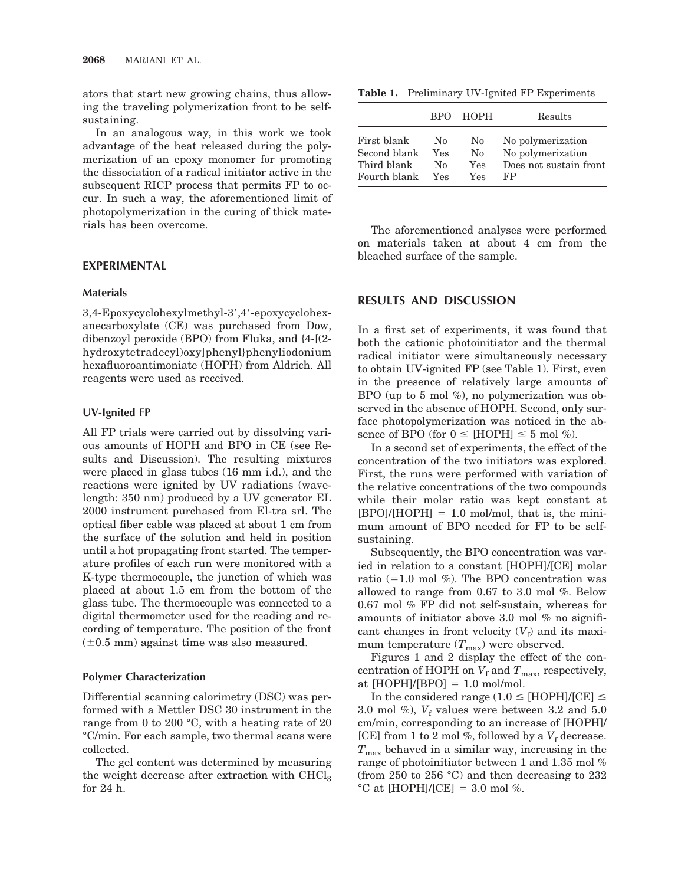ators that start new growing chains, thus allowing the traveling polymerization front to be self-sustaining.

In an analogous way, in this work we took advantage of the heat released during the polymerization of an epoxy monomer for promoting the dissociation of a radical initiator active in the subsequent RICP process that permits FP to occur. In such a way, the aforementioned limit of photopolymerization in the curing of thick materials has been overcome.

## EXPERIMENTAL

### Materials

3,4-Epoxycyclohexylmethyl-3′,4′-epoxycyclohexanecarboxylate (CE) was purchased from Dow, dibenzoyl peroxide (BPO) from Fluka, and {4-[(2-hydroxytetradecyl)oxy]phenyl}phenyliodonium hexafluoroantimoniate (HOPH) from Aldrich. All reagents were used as received.

### UV-Ignited FP

All FP trials were carried out by dissolving various amounts of HOPH and BPO in CE (see Results and Discussion). The resulting mixtures were placed in glass tubes (16 mm i.d.), and the reactions were ignited by UV radiations (wavelength: 350 nm) produced by a UV generator EL 2000 instrument purchased from El-tra srl. The optical fiber cable was placed at about 1 cm from the surface of the solution and held in position until a hot propagating front started. The temperature profiles of each run were monitored with a K-type thermocouple, the junction of which was placed at about 1.5 cm from the bottom of the glass tube. The thermocouple was connected to a digital thermometer used for the reading and recording of temperature. The position of the front (±0.5 mm) against time was also measured.

### Polymer Characterization

Differential scanning calorimetry (DSC) was performed with a Mettler DSC 30 instrument in the range from 0 to 200 °C, with a heating rate of 20 °C/min. For each sample, two thermal scans were collected.

The gel content was determined by measuring the weight decrease after extraction with $CHCl_3$ for 24 h.

**Table 1.** Preliminary UV-Ignited FP Experiments

| | BPO | HOPH | Results |
|---|---|---|---|
| First blank | No | No | No polymerization |
| Second blank | Yes | No | No polymerization |
| Third blank | No | Yes | Does not sustain front |
| Fourth blank | Yes | Yes | FP |

The aforementioned analyses were performed on materials taken at about 4 cm from the bleached surface of the sample.

## RESULTS AND DISCUSSION

In a first set of experiments, it was found that both the cationic photoinitiator and the thermal radical initiator were simultaneously necessary to obtain UV-ignited FP (see Table 1). First, even in the presence of relatively large amounts of BPO (up to 5 mol %), no polymerization was observed in the absence of HOPH. Second, only surface photopolymerization was noticed in the absence of BPO (for $0 \leq$ [HOPH] $\leq 5$ mol %).

In a second set of experiments, the effect of the concentration of the two initiators was explored. First, the runs were performed with variation of the relative concentrations of the two compounds while their molar ratio was kept constant at [BPO]/[HOPH] = 1.0 mol/mol, that is, the minimum amount of BPO needed for FP to be self-sustaining.

Subsequently, the BPO concentration was varied in relation to a constant [HOPH]/[CE] molar ratio (=1.0 mol %). The BPO concentration was allowed to range from 0.67 to 3.0 mol %. Below 0.67 mol % FP did not self-sustain, whereas for amounts of initiator above 3.0 mol % no significant changes in front velocity ($V_f$) and its maximum temperature ($T_{max}$) were observed.

Figures 1 and 2 display the effect of the concentration of HOPH on $V_f$ and $T_{max}$, respectively, at [HOPH]/[BPO] = 1.0 mol/mol.

In the considered range ($1.0 \leq$ [HOPH]/[CE] $\leq 3.0$ mol %), $V_f$ values were between 3.2 and 5.0 cm/min, corresponding to an increase of [HOPH]/[CE] from 1 to 2 mol %, followed by a $V_f$ decrease. $T_{max}$ behaved in a similar way, increasing in the range of photoinitiator between 1 and 1.35 mol % (from 250 to 256 °C) and then decreasing to 232 °C at [HOPH]/[CE] = 3.0 mol %.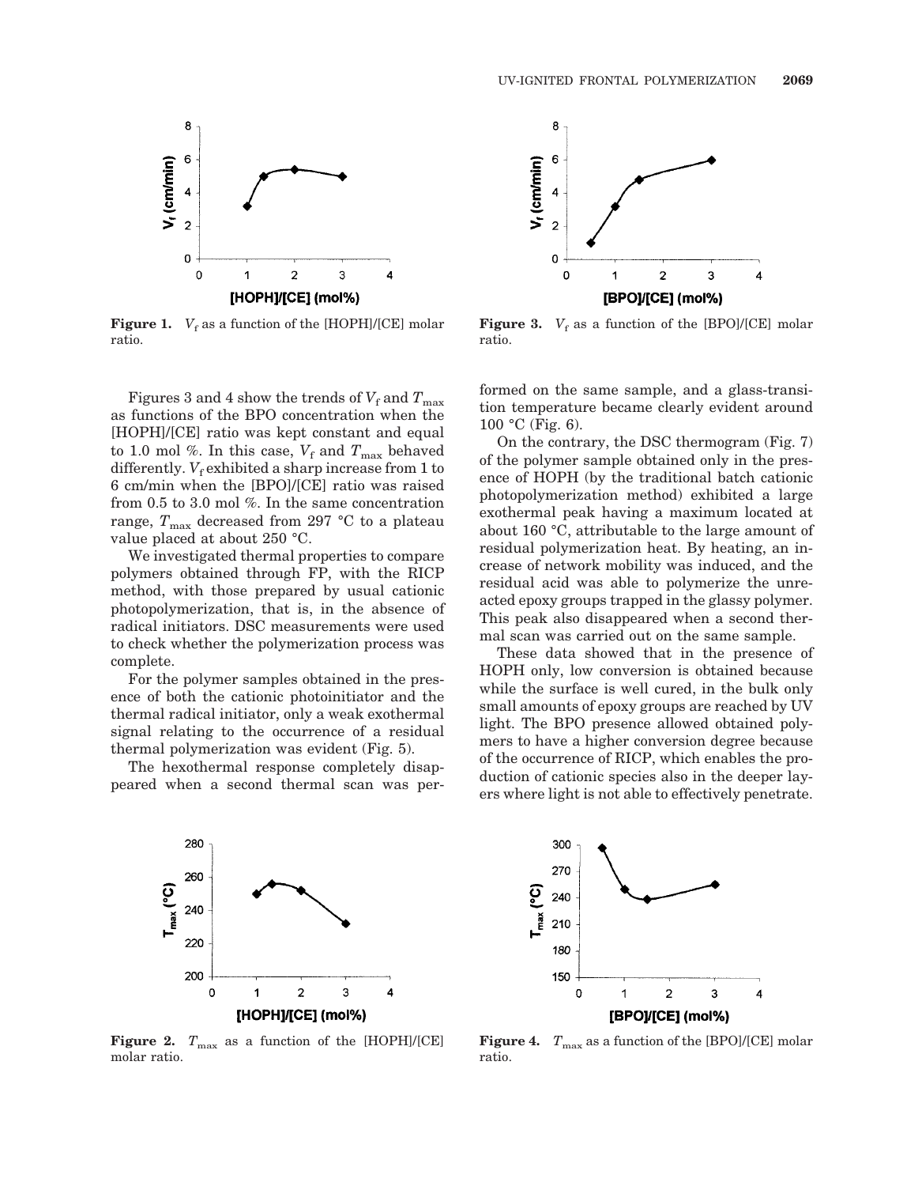Figure 1. $V_f$ as a function of the [HOPH]/[CE] molar ratio.

Figure 2. $T_{max}$ as a function of the [HOPH]/[CE] molar ratio.

Figures 3 and 4 show the trends of $V_f$ and $T_{max}$ as functions of the BPO concentration when the [HOPH]/[CE] ratio was kept constant and equal to 1.0 mol %. In this case, $V_f$ and $T_{max}$ behaved differently. $V_f$ exhibited a sharp increase from 1 to 6 cm/min when the [BPO]/[CE] ratio was raised from 0.5 to 3.0 mol %. In the same concentration range, $T_{max}$ decreased from 297 °C to a plateau value placed at about 250 °C.

We investigated thermal properties to compare polymers obtained through FP, with the RICP method, with those prepared by usual cationic photopolymerization, that is, in the absence of radical initiators. DSC measurements were used to check whether the polymerization process was complete.

For the polymer samples obtained in the presence of both the cationic photoinitiator and the thermal radical initiator, only a weak exothermal signal relating to the occurrence of a residual thermal polymerization was evident (Fig. 5).

The hexothermal response completely disappeared when a second thermal scan was performed on the same sample, and a glass-transition temperature became clearly evident around 100 °C (Fig. 6).

On the contrary, the DSC thermogram (Fig. 7) of the polymer sample obtained only in the presence of HOPH (by the traditional batch cationic photopolymerization method) exhibited a large exothermal peak having a maximum located at about 160 °C, attributable to the large amount of residual polymerization heat. By heating, an increase of network mobility was induced, and the residual acid was able to polymerize the unreacted epoxy groups trapped in the glassy polymer. This peak also disappeared when a second thermal scan was carried out on the same sample.

These data showed that in the presence of HOPH only, low conversion is obtained because while the surface is well cured, in the bulk only small amounts of epoxy groups are reached by UV light. The BPO presence allowed obtained polymers to have a higher conversion degree because of the occurrence of RICP, which enables the production of cationic species also in the deeper layers where light is not able to effectively penetrate.

Figure 3. $V_f$ as a function of the [BPO]/[CE] molar ratio.

Figure 4. $T_{max}$ as a function of the [BPO]/[CE] molar ratio.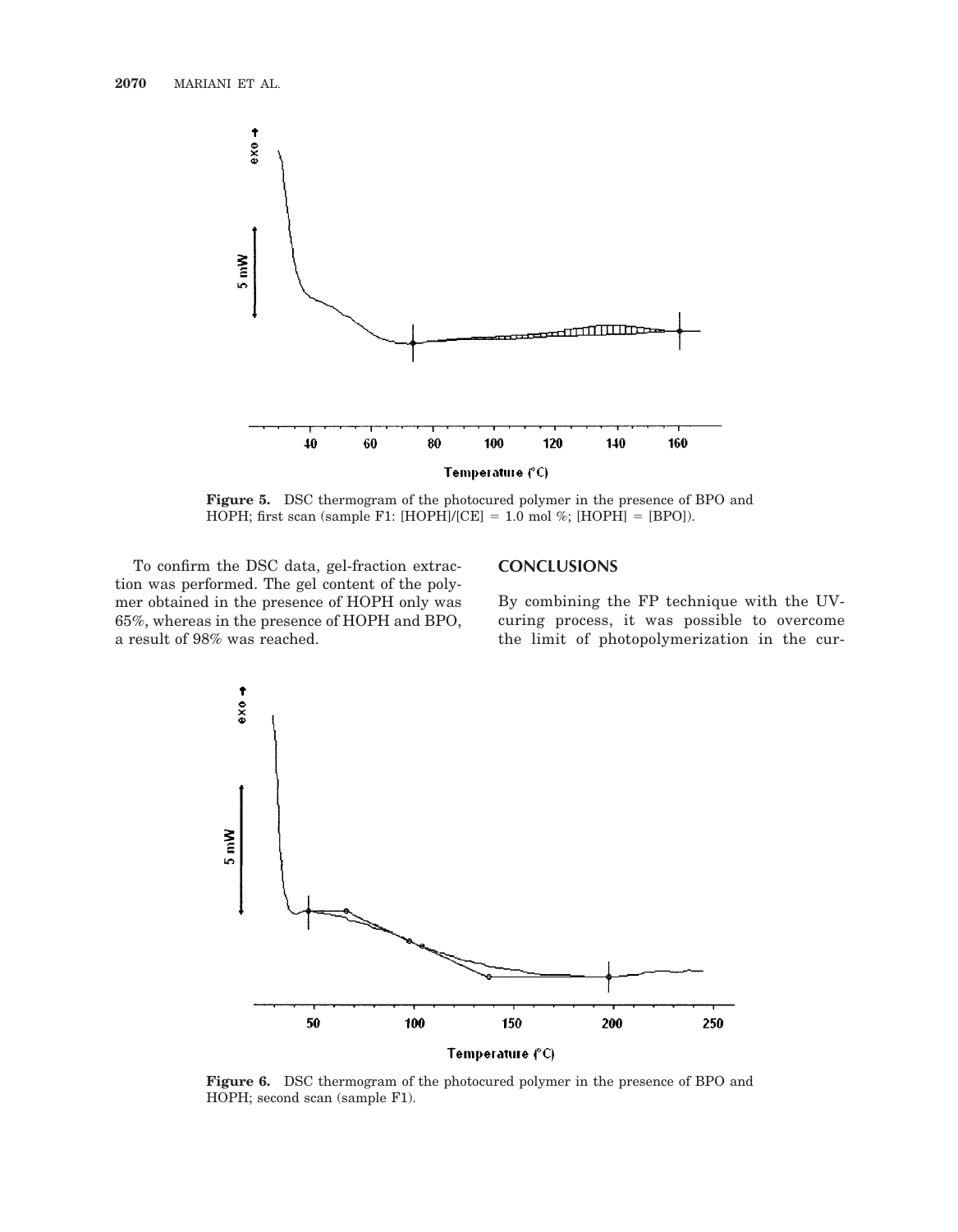Figure 5. DSC thermogram of the photocured polymer in the presence of BPO and HOPH; first scan (sample F1: [HOPH]/[CE] = 1.0 mol %; [HOPH] = [BPO]).

To confirm the DSC data, gel-fraction extraction was performed. The gel content of the polymer obtained in the presence of HOPH only was 65%, whereas in the presence of HOPH and BPO, a result of 98% was reached.

## CONCLUSIONS

By combining the FP technique with the UV-curing process, it was possible to overcome the limit of photopolymerization in the cur-

Figure 6. DSC thermogram of the photocured polymer in the presence of BPO and HOPH; second scan (sample F1).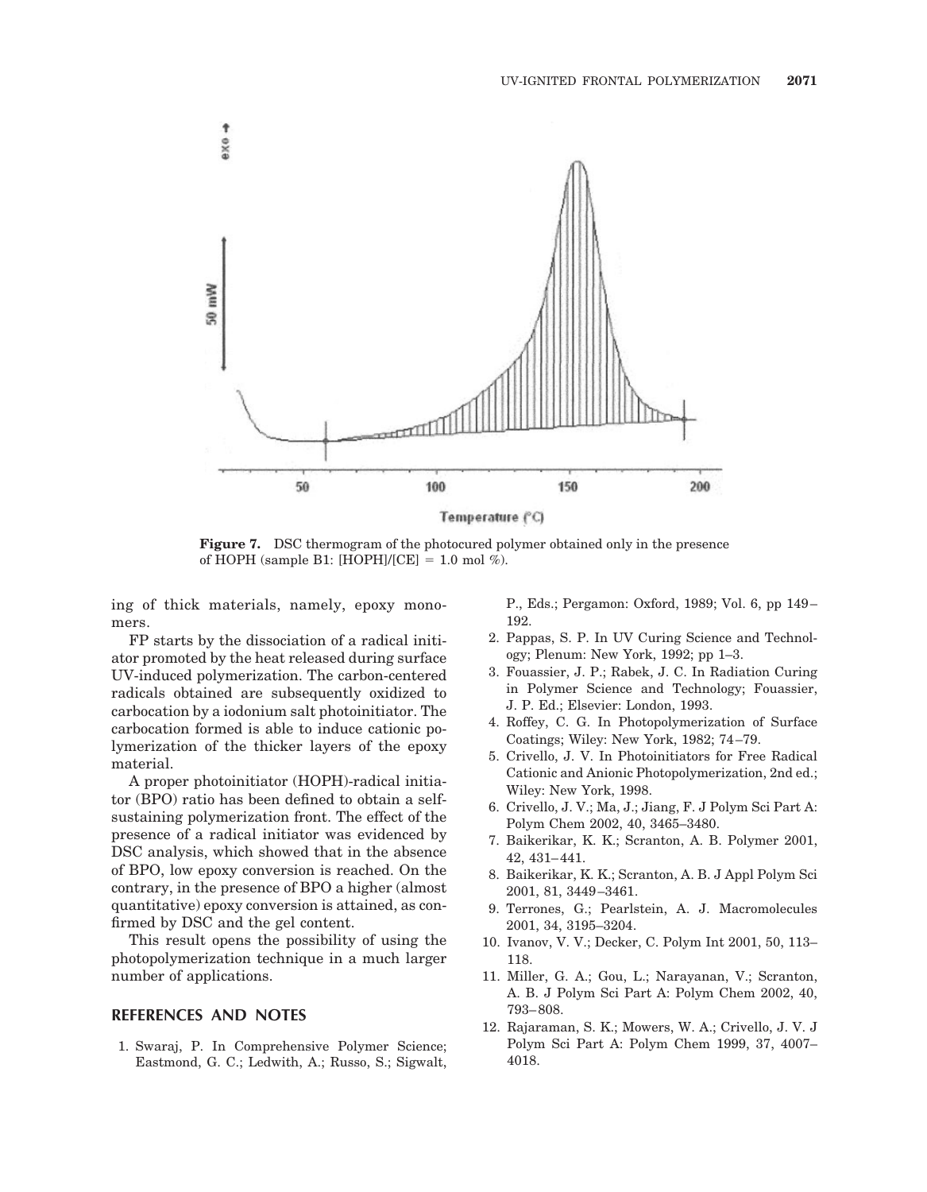**Figure 7.** DSC thermogram of the photocured polymer obtained only in the presence of HOPH (sample B1: [HOPH]/[CE] = 1.0 mol %).

ing of thick materials, namely, epoxy monomers.

FP starts by the dissociation of a radical initiator promoted by the heat released during surface UV-induced polymerization. The carbon-centered radicals obtained are subsequently oxidized to carbocation by a iodonium salt photoinitiator. The carbocation formed is able to induce cationic polymerization of the thicker layers of the epoxy material.

A proper photoinitiator (HOPH)-radical initiator (BPO) ratio has been defined to obtain a self-sustaining polymerization front. The effect of the presence of a radical initiator was evidenced by DSC analysis, which showed that in the absence of BPO, low epoxy conversion is reached. On the contrary, in the presence of BPO a higher (almost quantitative) epoxy conversion is attained, as confirmed by DSC and the gel content.

This result opens the possibility of using the photopolymerization technique in a much larger number of applications.

## REFERENCES AND NOTES

1. Swaraj, P. In Comprehensive Polymer Science; Eastmond, G. C.; Ledwith, A.; Russo, S.; Sigwalt, P., Eds.; Pergamon: Oxford, 1989; Vol. 6, pp 149–192.
2. Pappas, S. P. In UV Curing Science and Technology; Plenum: New York, 1992; pp 1–3.
3. Fouassier, J. P.; Rabek, J. C. In Radiation Curing in Polymer Science and Technology; Fouassier, J. P. Ed.; Elsevier: London, 1993.
4. Roffey, C. G. In Photopolymerization of Surface Coatings; Wiley: New York, 1982; 74–79.
5. Crivello, J. V. In Photoinitiators for Free Radical Cationic and Anionic Photopolymerization, 2nd ed.; Wiley: New York, 1998.
6. Crivello, J. V.; Ma, J.; Jiang, F. J Polym Sci Part A: Polym Chem 2002, 40, 3465–3480.
7. Baikerikar, K. K.; Scranton, A. B. Polymer 2001, 42, 431–441.
8. Baikerikar, K. K.; Scranton, A. B. J Appl Polym Sci 2001, 81, 3449–3461.
9. Terrones, G.; Pearlstein, A. J. Macromolecules 2001, 34, 3195–3204.
10. Ivanov, V. V.; Decker, C. Polym Int 2001, 50, 113–118.
11. Miller, G. A.; Gou, L.; Narayanan, V.; Scranton, A. B. J Polym Sci Part A: Polym Chem 2002, 40, 793–808.
12. Rajaraman, S. K.; Mowers, W. A.; Crivello, J. V. J Polym Sci Part A: Polym Chem 1999, 37, 4007–4018.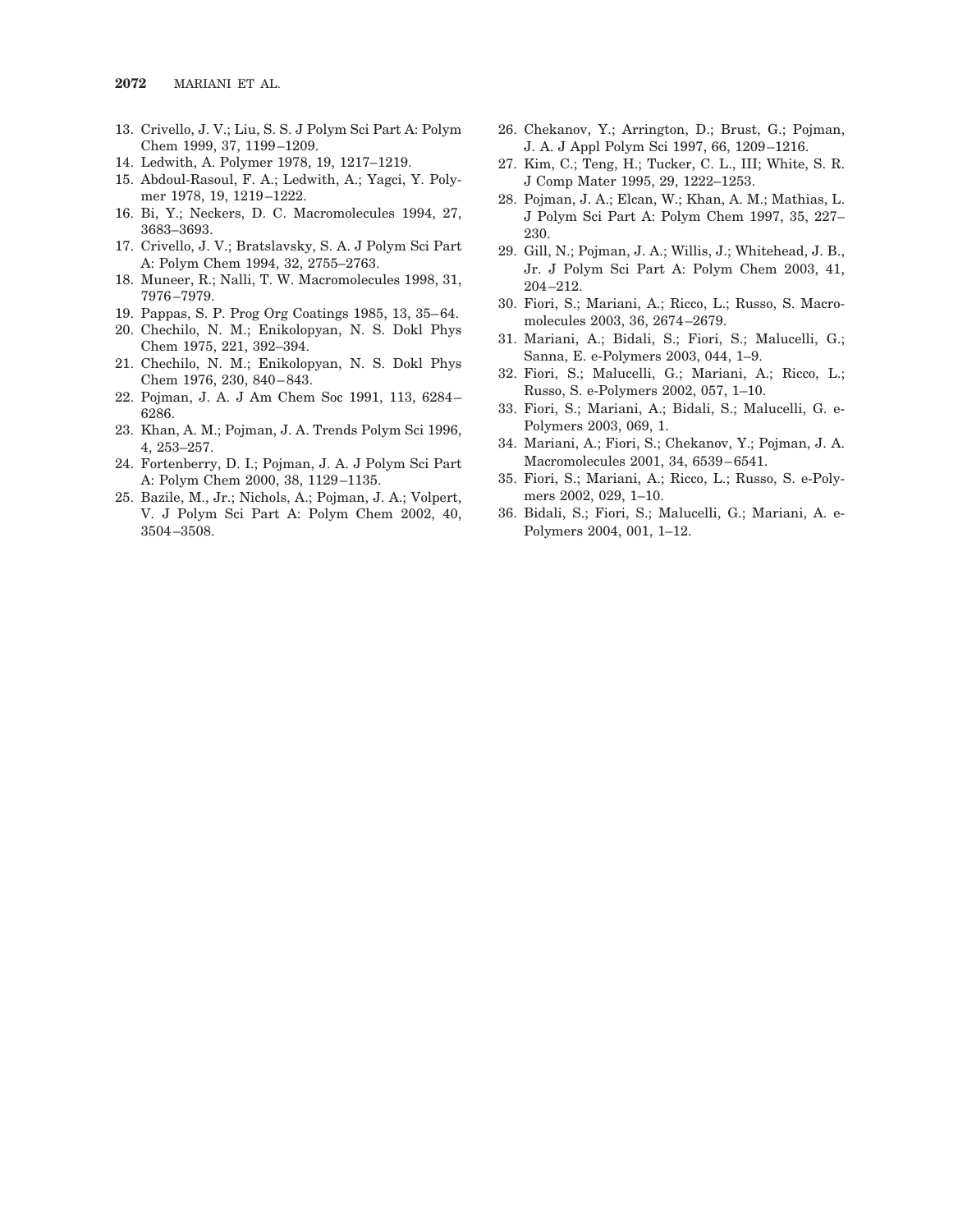13. Crivello, J. V.; Liu, S. S. J Polym Sci Part A: Polym Chem 1999, 37, 1199–1209.
14. Ledwith, A. Polymer 1978, 19, 1217–1219.
15. Abdoul-Rasoul, F. A.; Ledwith, A.; Yagci, Y. Polymer 1978, 19, 1219–1222.
16. Bi, Y.; Neckers, D. C. Macromolecules 1994, 27, 3683–3693.
17. Crivello, J. V.; Bratslavsky, S. A. J Polym Sci Part A: Polym Chem 1994, 32, 2755–2763.
18. Muneer, R.; Nalli, T. W. Macromolecules 1998, 31, 7976–7979.
19. Pappas, S. P. Prog Org Coatings 1985, 13, 35–64.
20. Chechilo, N. M.; Enikolopyan, N. S. Dokl Phys Chem 1975, 221, 392–394.
21. Chechilo, N. M.; Enikolopyan, N. S. Dokl Phys Chem 1976, 230, 840–843.
22. Pojman, J. A. J Am Chem Soc 1991, 113, 6284–6286.
23. Khan, A. M.; Pojman, J. A. Trends Polym Sci 1996, 4, 253–257.
24. Fortenberry, D. I.; Pojman, J. A. J Polym Sci Part A: Polym Chem 2000, 38, 1129–1135.
25. Bazile, M., Jr.; Nichols, A.; Pojman, J. A.; Volpert, V. J Polym Sci Part A: Polym Chem 2002, 40, 3504–3508.
26. Chekanov, Y.; Arrington, D.; Brust, G.; Pojman, J. A. J Appl Polym Sci 1997, 66, 1209–1216.
27. Kim, C.; Teng, H.; Tucker, C. L., III; White, S. R. J Comp Mater 1995, 29, 1222–1253.
28. Pojman, J. A.; Elcan, W.; Khan, A. M.; Mathias, L. J Polym Sci Part A: Polym Chem 1997, 35, 227–230.
29. Gill, N.; Pojman, J. A.; Willis, J.; Whitehead, J. B., Jr. J Polym Sci Part A: Polym Chem 2003, 41, 204–212.
30. Fiori, S.; Mariani, A.; Ricco, L.; Russo, S. Macromolecules 2003, 36, 2674–2679.
31. Mariani, A.; Bidali, S.; Fiori, S.; Malucelli, G.; Sanna, E. e-Polymers 2003, 044, 1–9.
32. Fiori, S.; Malucelli, G.; Mariani, A.; Ricco, L.; Russo, S. e-Polymers 2002, 057, 1–10.
33. Fiori, S.; Mariani, A.; Bidali, S.; Malucelli, G. e-Polymers 2003, 069, 1.
34. Mariani, A.; Fiori, S.; Chekanov, Y.; Pojman, J. A. Macromolecules 2001, 34, 6539–6541.
35. Fiori, S.; Mariani, A.; Ricco, L.; Russo, S. e-Polymers 2002, 029, 1–10.
36. Bidali, S.; Fiori, S.; Malucelli, G.; Mariani, A. e-Polymers 2004, 001, 1–12.